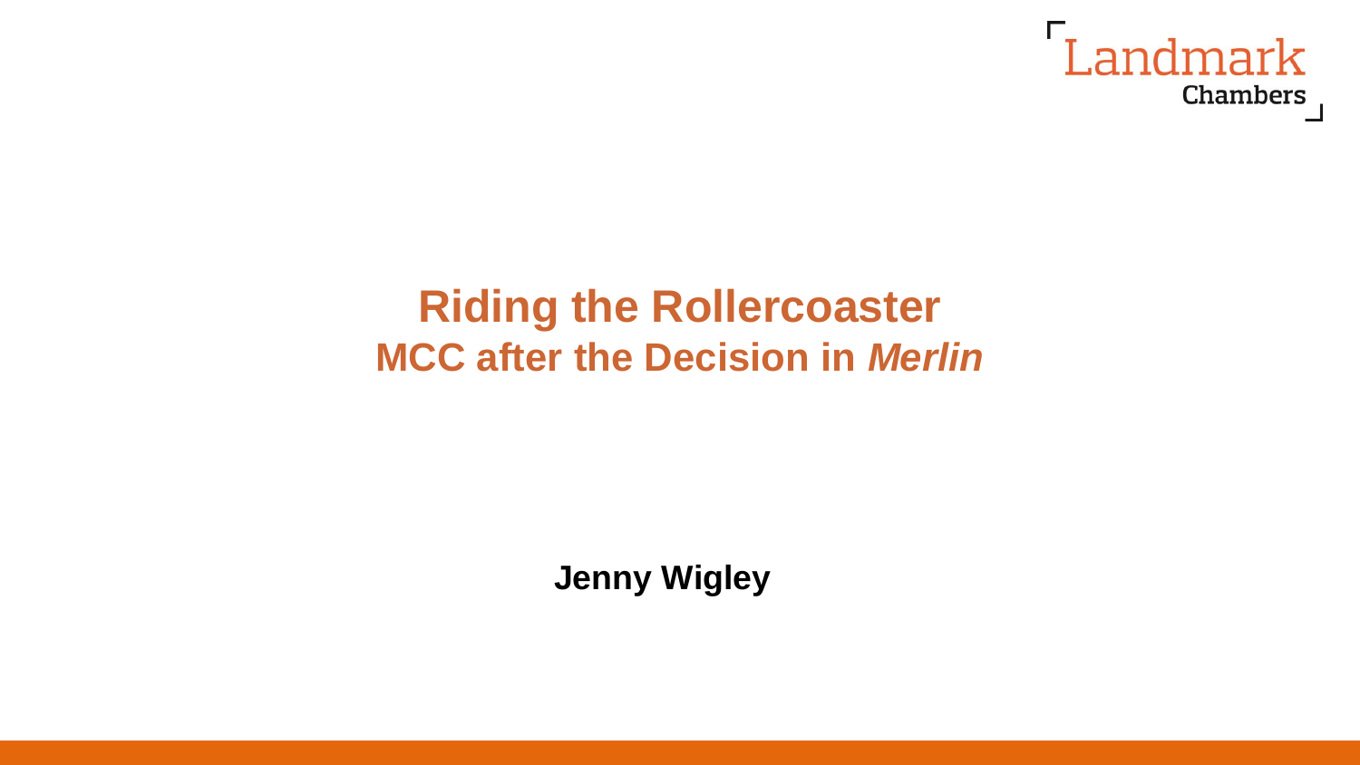Landmark Chambers

# Riding the Rollercoaster

## MCC after the Decision in *Merlin*

**Jenny Wigley**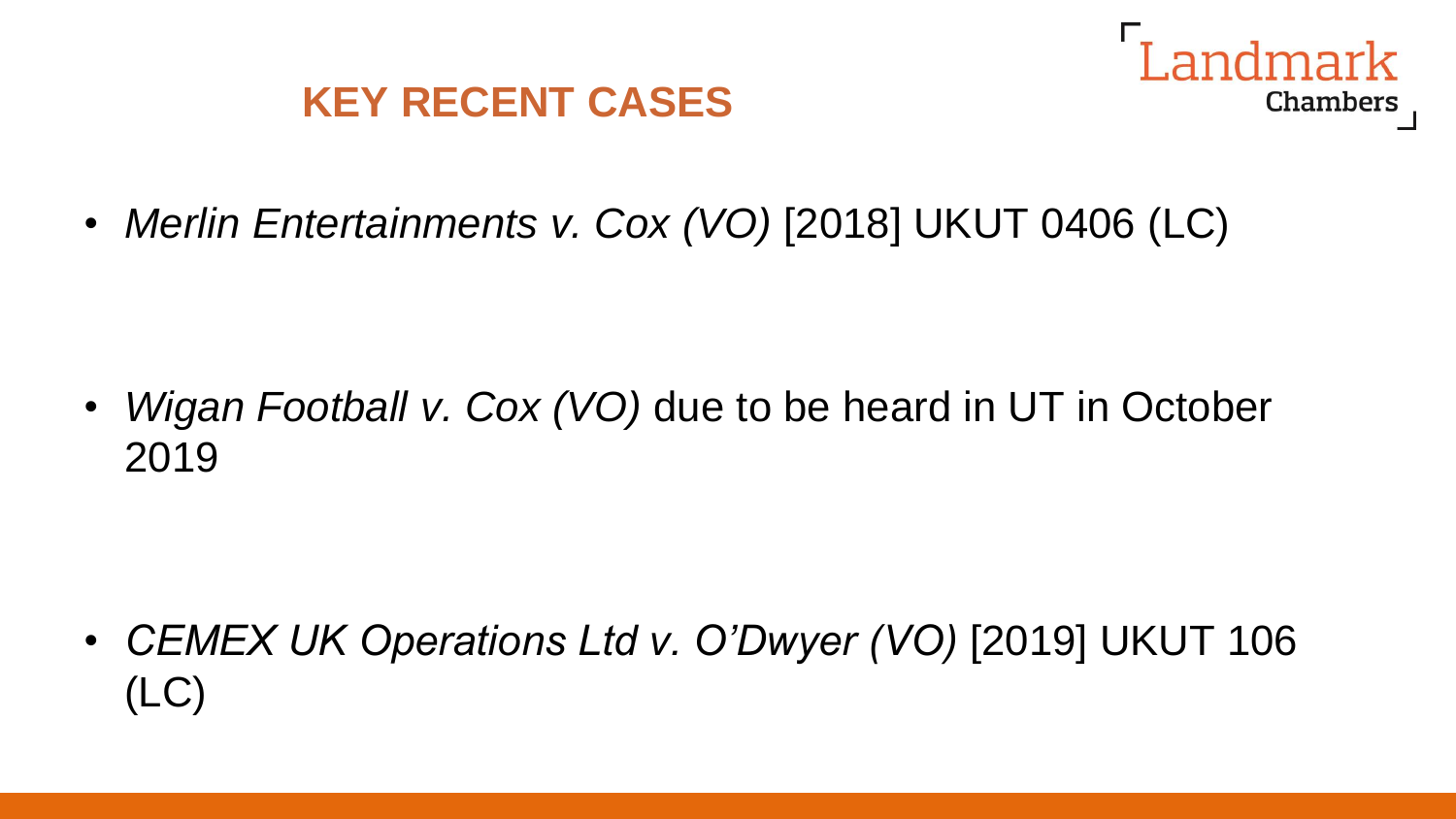## KEY RECENT CASES

- *Merlin Entertainments v. Cox (VO)* [2018] UKUT 0406 (LC)

- *Wigan Football v. Cox (VO)* due to be heard in UT in October 2019

- *CEMEX UK Operations Ltd v. O'Dwyer (VO)* [2019] UKUT 106 (LC)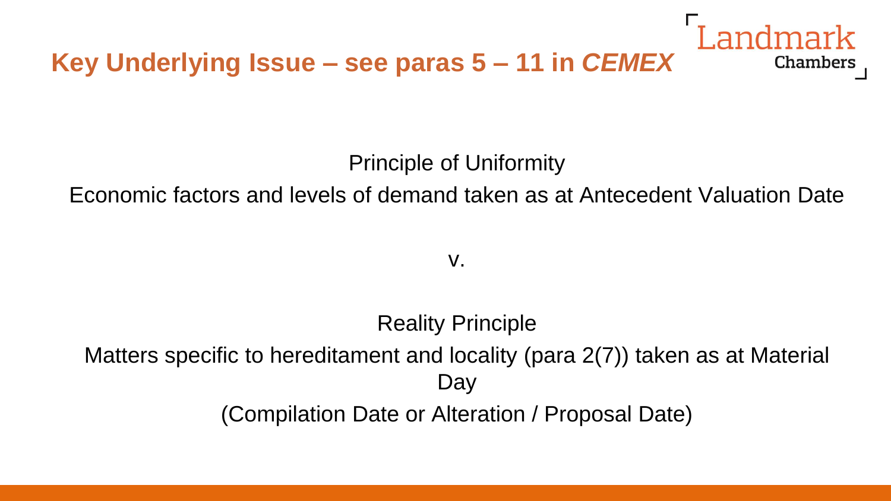## Key Underlying Issue – see paras 5 – 11 in *CEMEX*

Principle of Uniformity

Economic factors and levels of demand taken as at Antecedent Valuation Date

v.

Reality Principle

Matters specific to hereditament and locality (para 2(7)) taken as at Material Day

(Compilation Date or Alteration / Proposal Date)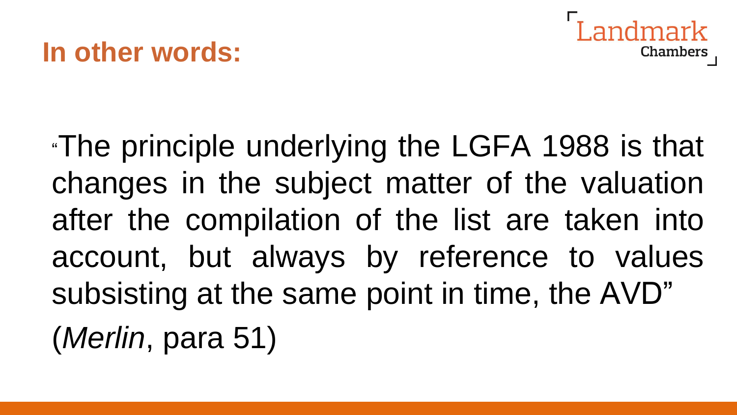## In other words:

"The principle underlying the LGFA 1988 is that changes in the subject matter of the valuation after the compilation of the list are taken into account, but always by reference to values subsisting at the same point in time, the AVD"

(*Merlin*, para 51)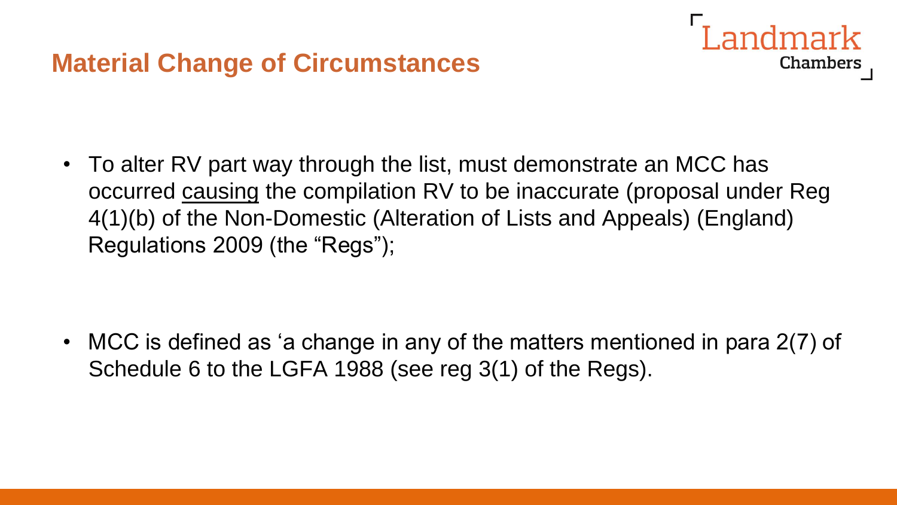## Material Change of Circumstances

- To alter RV part way through the list, must demonstrate an MCC has occurred <u>causing</u> the compilation RV to be inaccurate (proposal under Reg 4(1)(b) of the Non-Domestic (Alteration of Lists and Appeals) (England) Regulations 2009 (the "Regs");

- MCC is defined as 'a change in any of the matters mentioned in para 2(7) of Schedule 6 to the LGFA 1988 (see reg 3(1) of the Regs).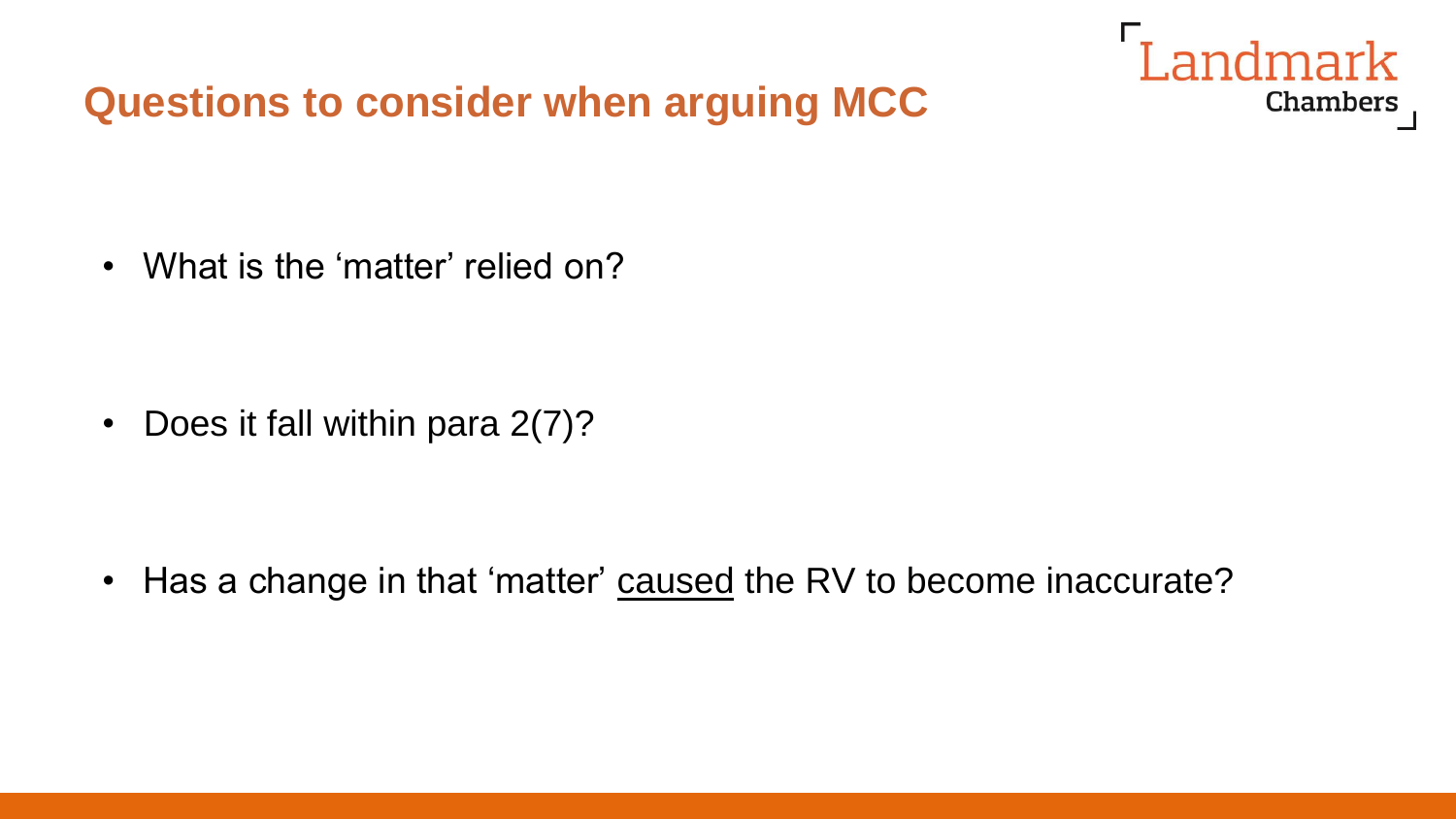## Questions to consider when arguing MCC

- What is the 'matter' relied on?
- Does it fall within para 2(7)?
- Has a change in that 'matter' <u>caused</u> the RV to become inaccurate?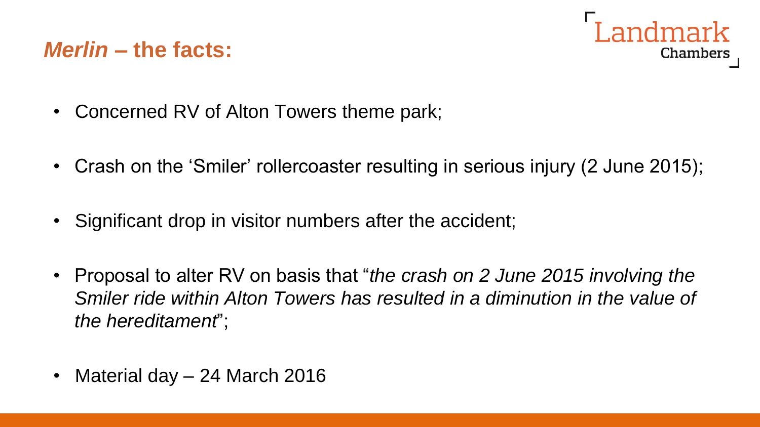## *Merlin* – the facts:

- Concerned RV of Alton Towers theme park;
- Crash on the 'Smiler' rollercoaster resulting in serious injury (2 June 2015);
- Significant drop in visitor numbers after the accident;
- Proposal to alter RV on basis that "*the crash on 2 June 2015 involving the Smiler ride within Alton Towers has resulted in a diminution in the value of the hereditament*";
- Material day – 24 March 2016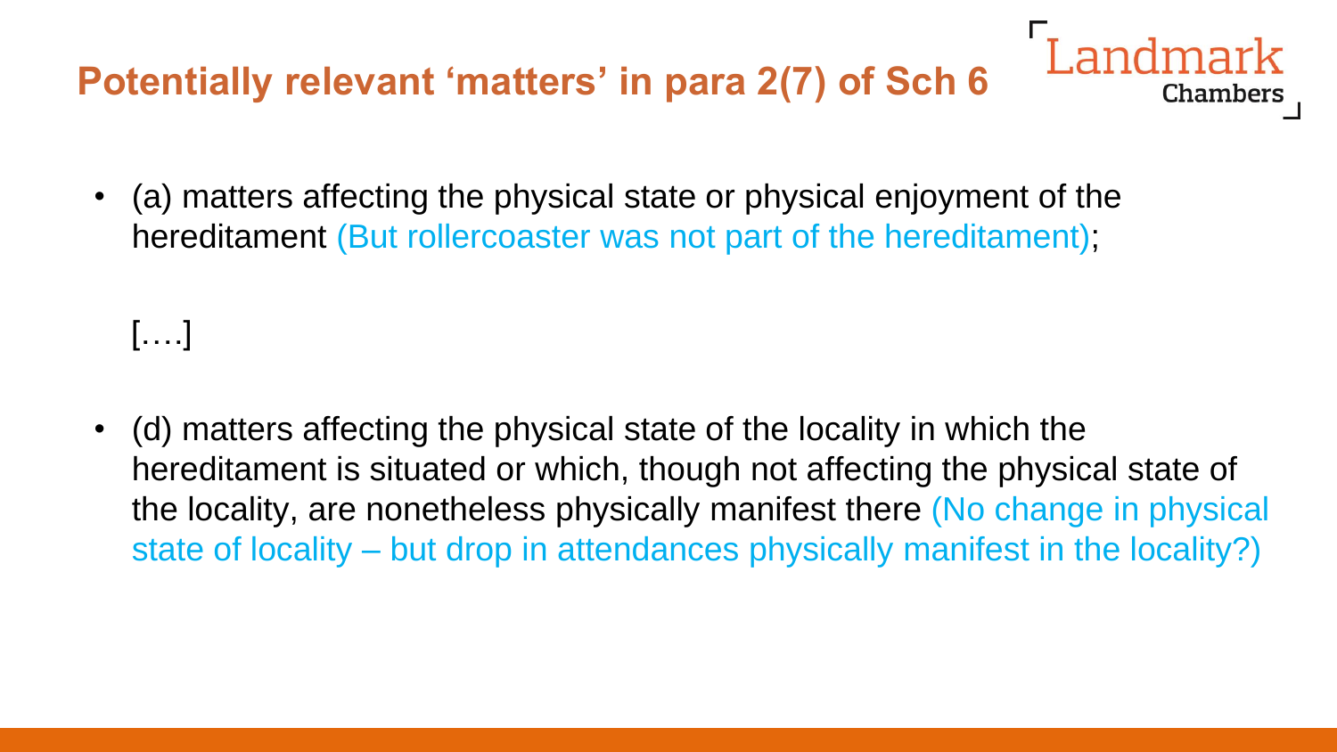## Potentially relevant 'matters' in para 2(7) of Sch 6

- (a) matters affecting the physical state or physical enjoyment of the hereditament (But rollercoaster was not part of the hereditament);

  [….]

- (d) matters affecting the physical state of the locality in which the hereditament is situated or which, though not affecting the physical state of the locality, are nonetheless physically manifest there (No change in physical state of locality – but drop in attendances physically manifest in the locality?)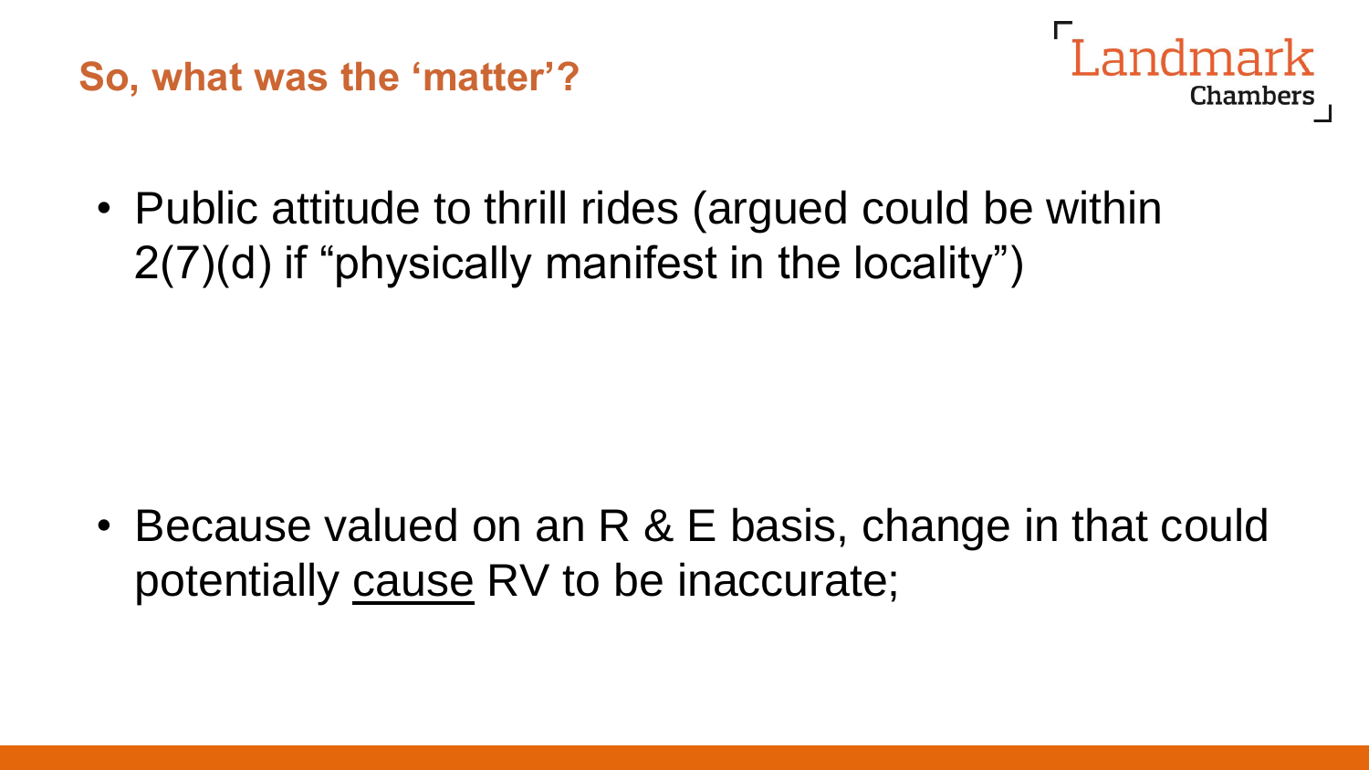## So, what was the 'matter'?

- Public attitude to thrill rides (argued could be within 2(7)(d) if "physically manifest in the locality")

- Because valued on an R & E basis, change in that could potentially <u>cause</u> RV to be inaccurate;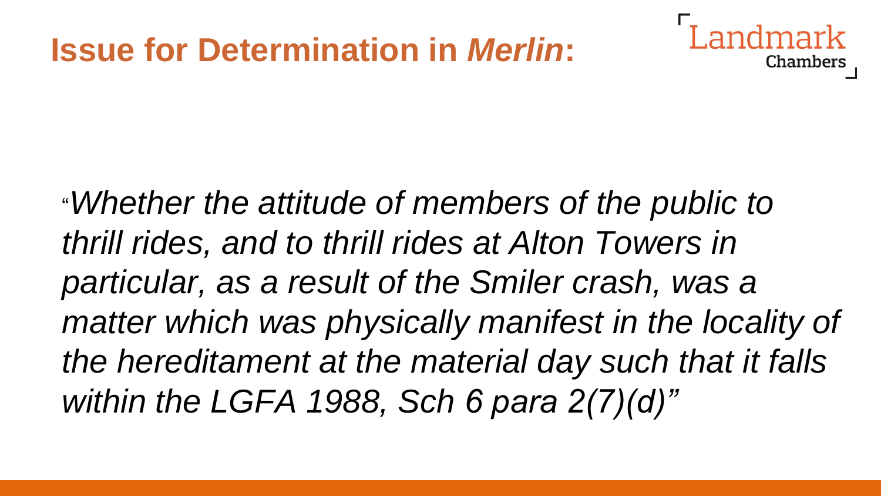# Issue for Determination in *Merlin*:

"*Whether the attitude of members of the public to thrill rides, and to thrill rides at Alton Towers in particular, as a result of the Smiler crash, was a matter which was physically manifest in the locality of the hereditament at the material day such that it falls within the LGFA 1988, Sch 6 para 2(7)(d)*"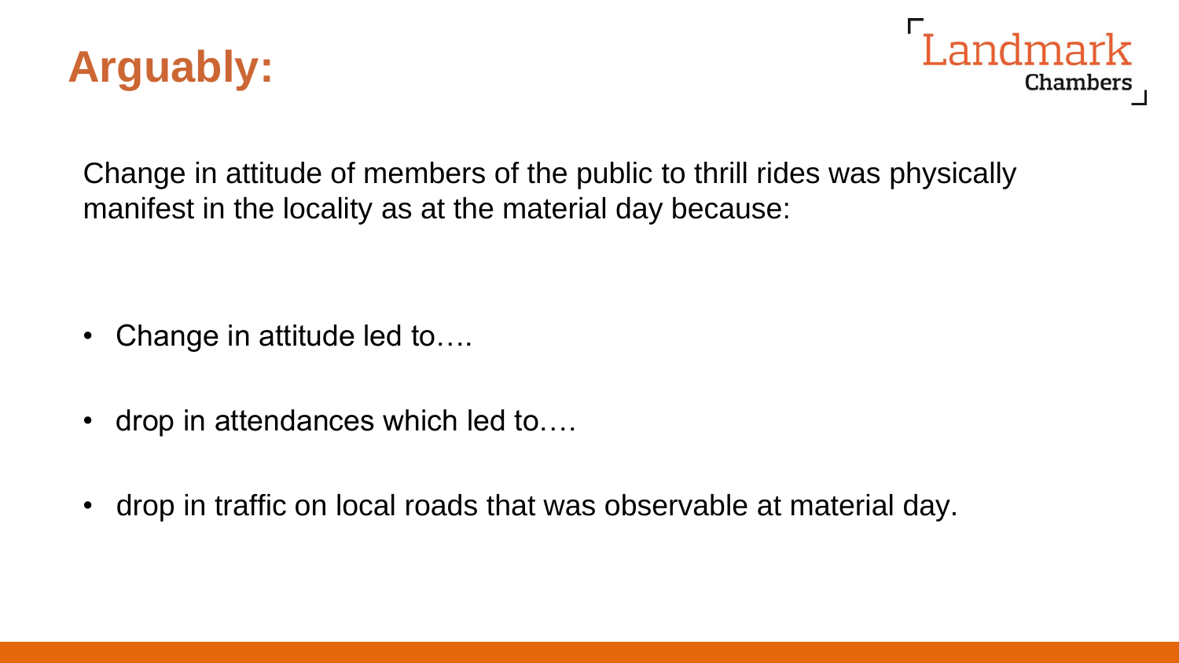# Arguably:

Change in attitude of members of the public to thrill rides was physically manifest in the locality as at the material day because:

- Change in attitude led to….
- drop in attendances which led to….
- drop in traffic on local roads that was observable at material day.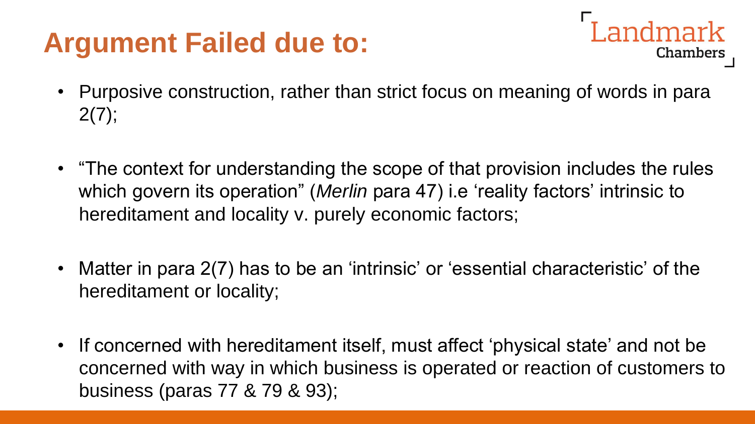# Argument Failed due to:

- Purposive construction, rather than strict focus on meaning of words in para 2(7);
- "The context for understanding the scope of that provision includes the rules which govern its operation" (*Merlin* para 47) i.e 'reality factors' intrinsic to hereditament and locality v. purely economic factors;
- Matter in para 2(7) has to be an 'intrinsic' or 'essential characteristic' of the hereditament or locality;
- If concerned with hereditament itself, must affect 'physical state' and not be concerned with way in which business is operated or reaction of customers to business (paras 77 & 79 & 93);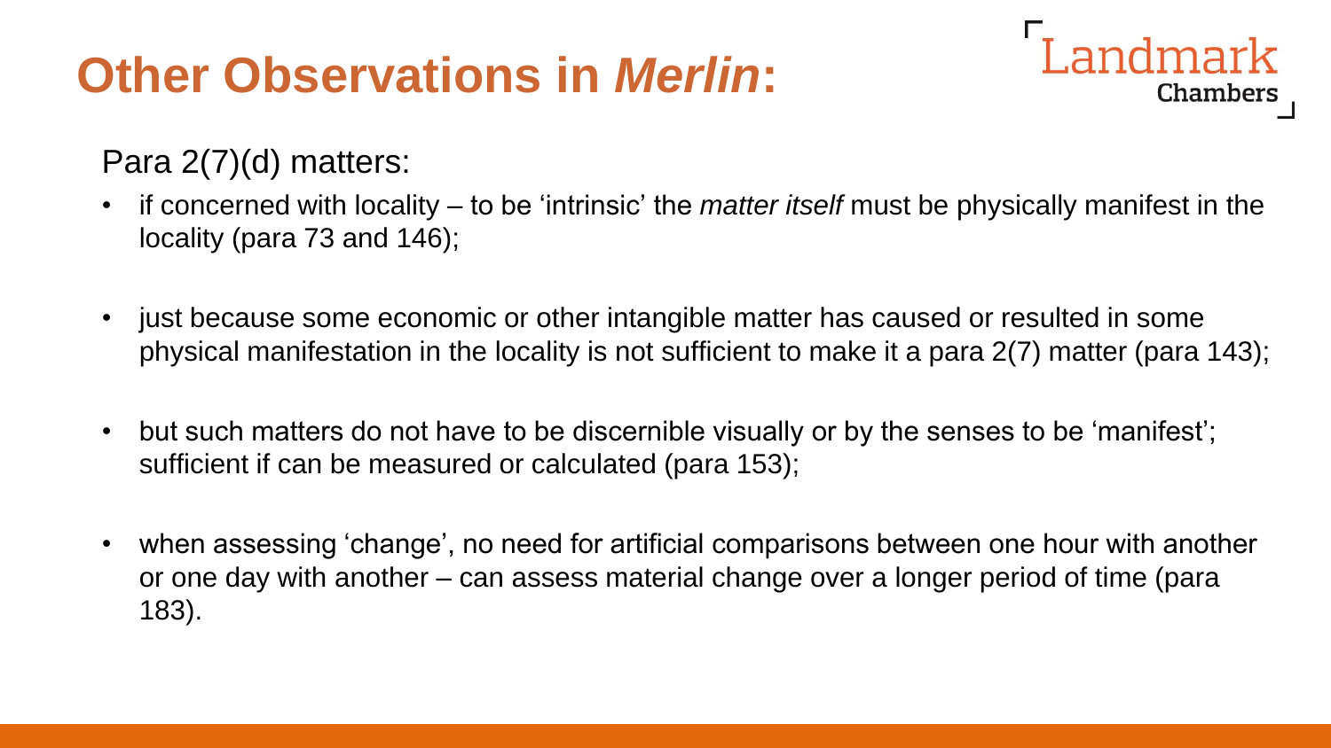# Other Observations in *Merlin*:

Para 2(7)(d) matters:

- if concerned with locality – to be 'intrinsic' the *matter itself* must be physically manifest in the locality (para 73 and 146);
- just because some economic or other intangible matter has caused or resulted in some physical manifestation in the locality is not sufficient to make it a para 2(7) matter (para 143);
- but such matters do not have to be discernible visually or by the senses to be 'manifest'; sufficient if can be measured or calculated (para 153);
- when assessing 'change', no need for artificial comparisons between one hour with another or one day with another – can assess material change over a longer period of time (para 183).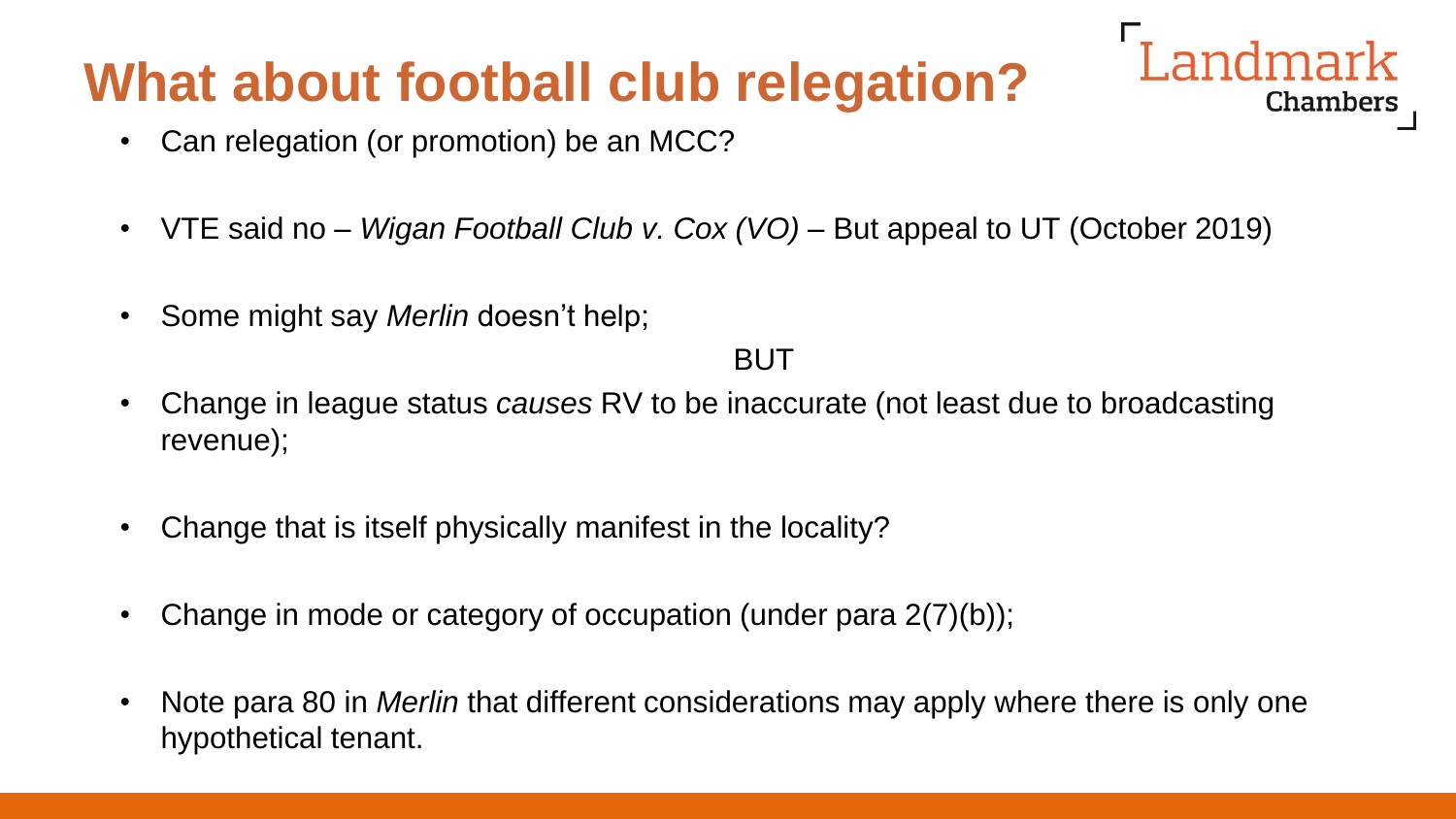# What about football club relegation?

- Can relegation (or promotion) be an MCC?
- VTE said no – *Wigan Football Club v. Cox (VO)* – But appeal to UT (October 2019)
- Some might say *Merlin* doesn't help;

BUT

- Change in league status *causes* RV to be inaccurate (not least due to broadcasting revenue);
- Change that is itself physically manifest in the locality?
- Change in mode or category of occupation (under para 2(7)(b));
- Note para 80 in *Merlin* that different considerations may apply where there is only one hypothetical tenant.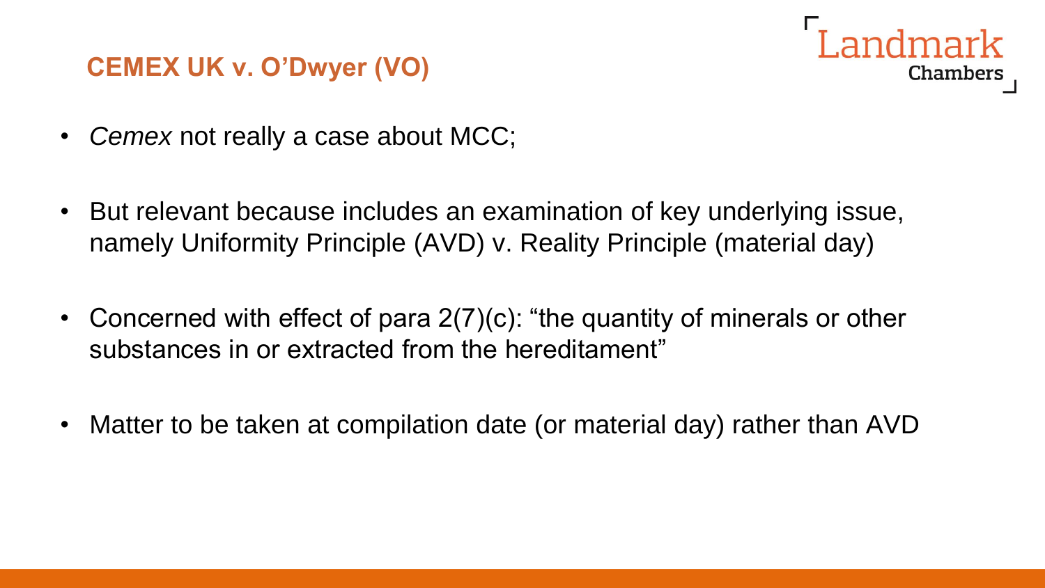## CEMEX UK v. O'Dwyer (VO)

- *Cemex* not really a case about MCC;
- But relevant because includes an examination of key underlying issue, namely Uniformity Principle (AVD) v. Reality Principle (material day)
- Concerned with effect of para 2(7)(c): "the quantity of minerals or other substances in or extracted from the hereditament"
- Matter to be taken at compilation date (or material day) rather than AVD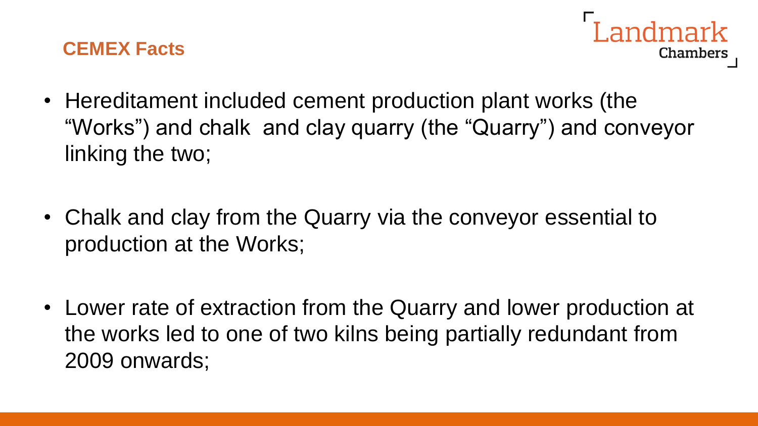## CEMEX Facts

- Hereditament included cement production plant works (the "Works") and chalk and clay quarry (the "Quarry") and conveyor linking the two;
- Chalk and clay from the Quarry via the conveyor essential to production at the Works;
- Lower rate of extraction from the Quarry and lower production at the works led to one of two kilns being partially redundant from 2009 onwards;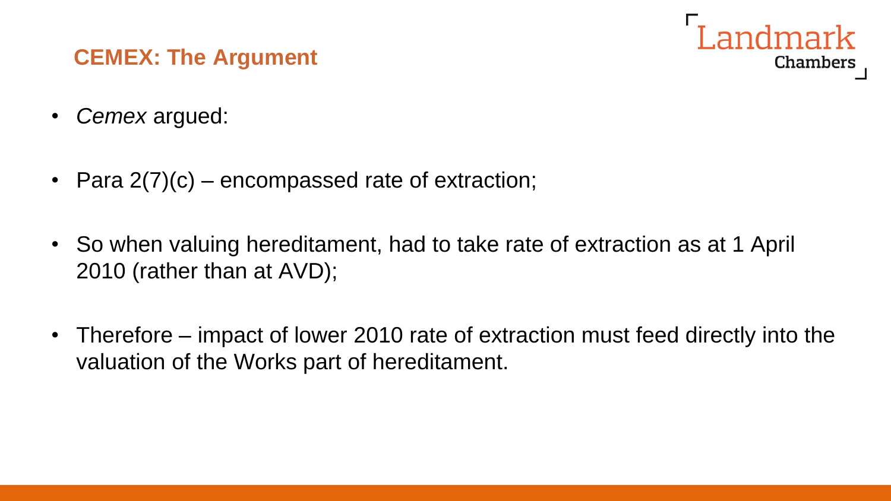## CEMEX: The Argument

- *Cemex* argued:
- Para 2(7)(c) – encompassed rate of extraction;
- So when valuing hereditament, had to take rate of extraction as at 1 April 2010 (rather than at AVD);
- Therefore – impact of lower 2010 rate of extraction must feed directly into the valuation of the Works part of hereditament.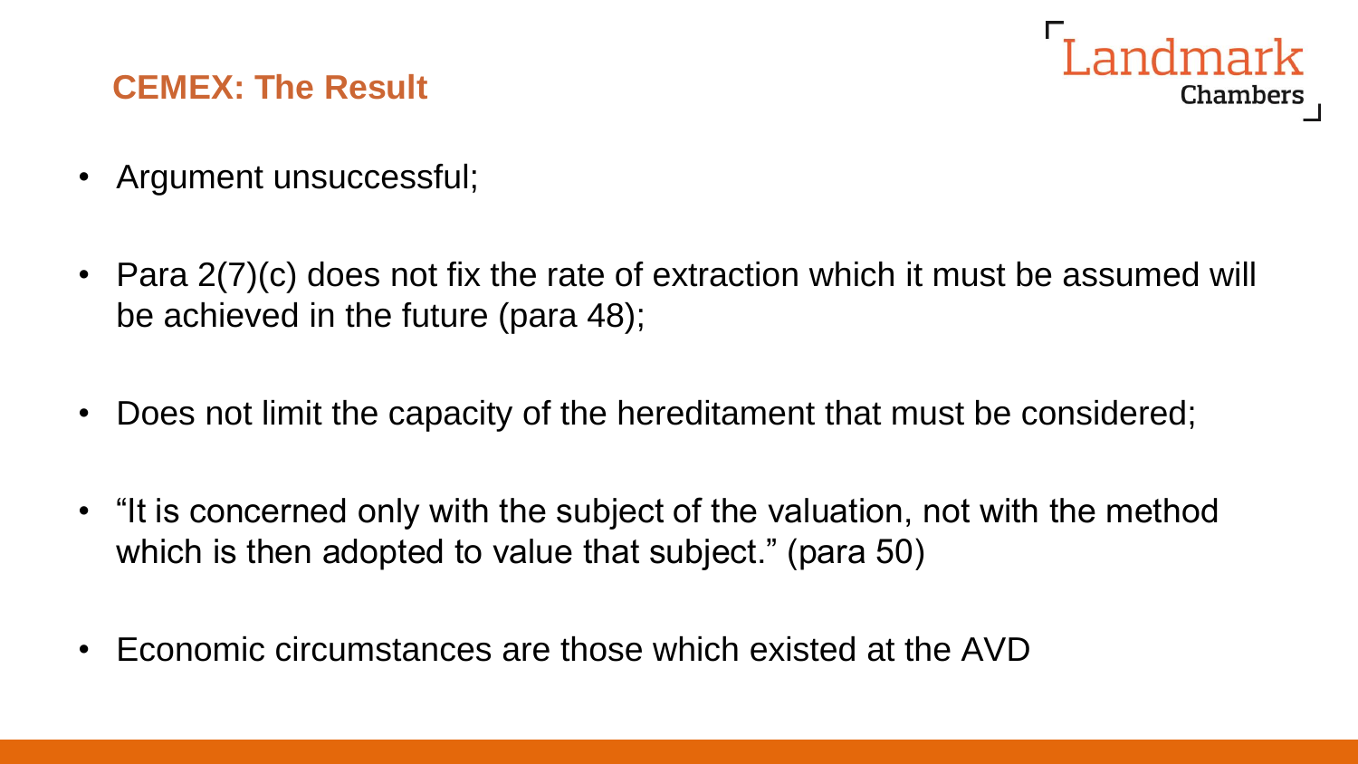## CEMEX: The Result

- Argument unsuccessful;
- Para 2(7)(c) does not fix the rate of extraction which it must be assumed will be achieved in the future (para 48);
- Does not limit the capacity of the hereditament that must be considered;
- "It is concerned only with the subject of the valuation, not with the method which is then adopted to value that subject." (para 50)
- Economic circumstances are those which existed at the AVD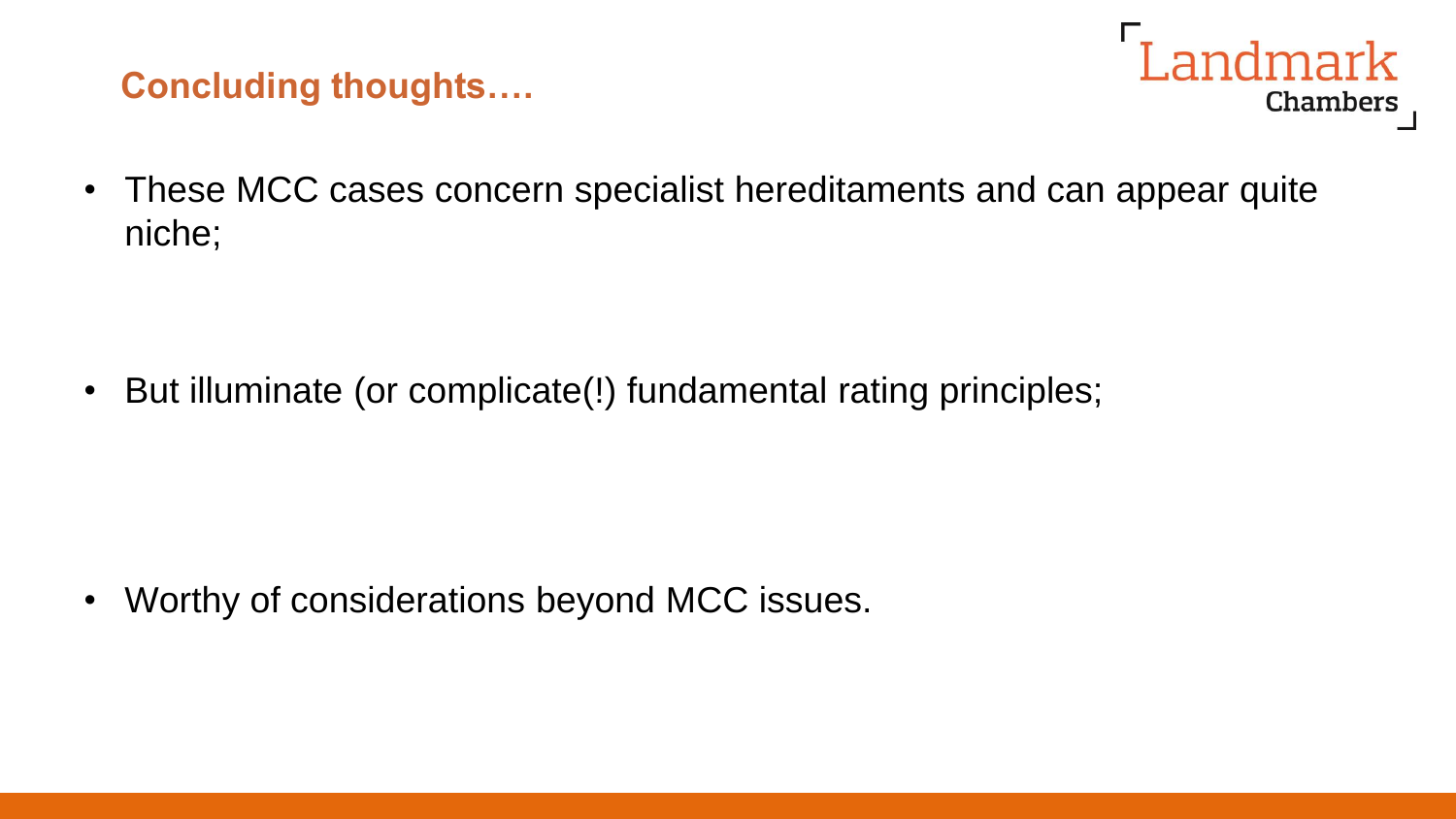## Concluding thoughts….

- These MCC cases concern specialist hereditaments and can appear quite niche;

- But illuminate (or complicate(!) fundamental rating principles;

- Worthy of considerations beyond MCC issues.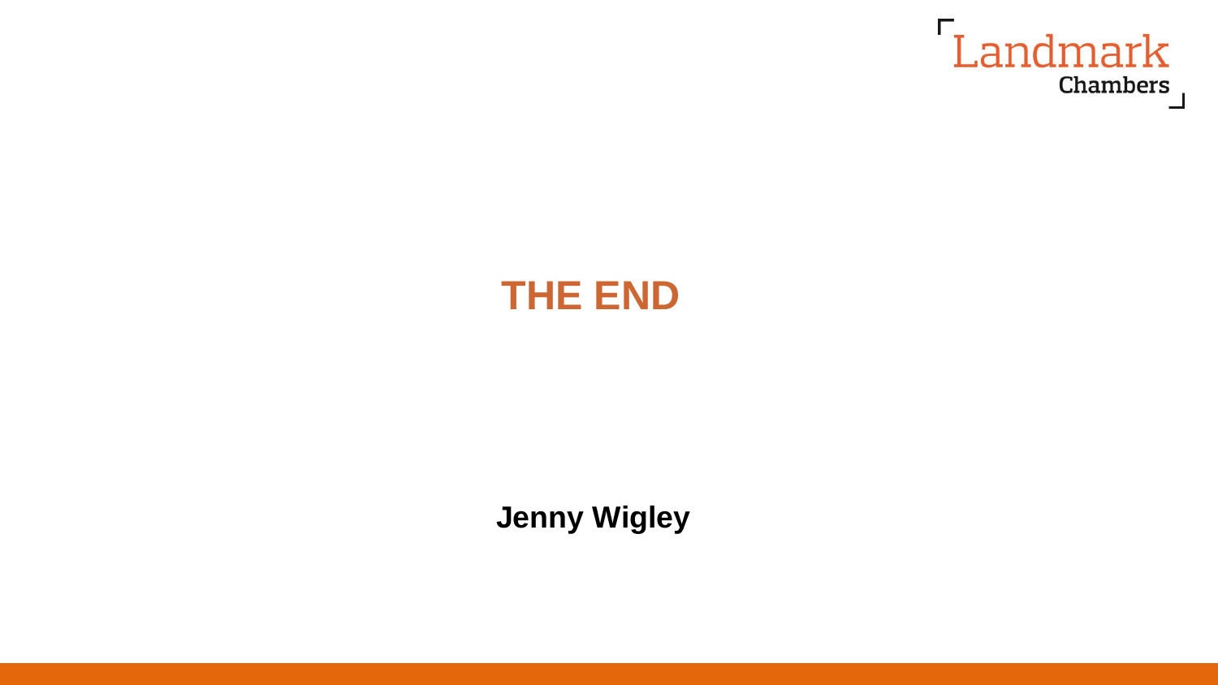# THE END

**Jenny Wigley**